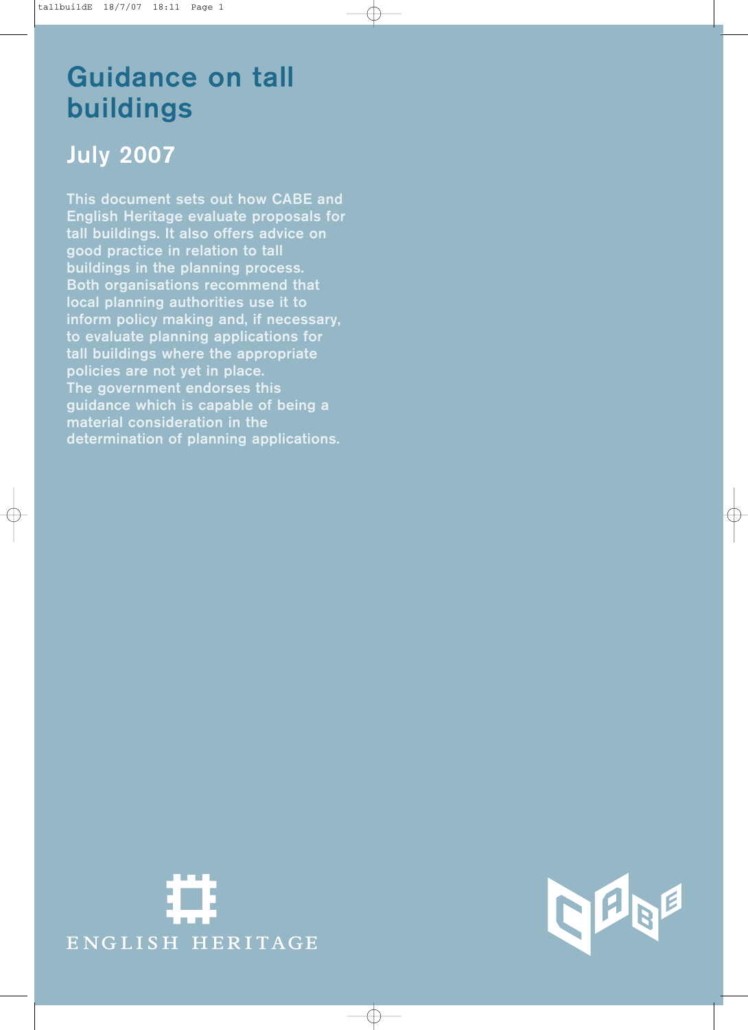# Guidance on tall buildings

## July 2007

This document sets out how CABE and English Heritage evaluate proposals for tall buildings. It also offers advice on good practice in relation to tall buildings in the planning process. Both organisations recommend that local planning authorities use it to inform policy making and, if necessary, to evaluate planning applications for tall buildings where the appropriate policies are not yet in place. The government endorses this guidance which is capable of being a material consideration in the determination of planning applications.

ENGLISH HERITAGE

CABE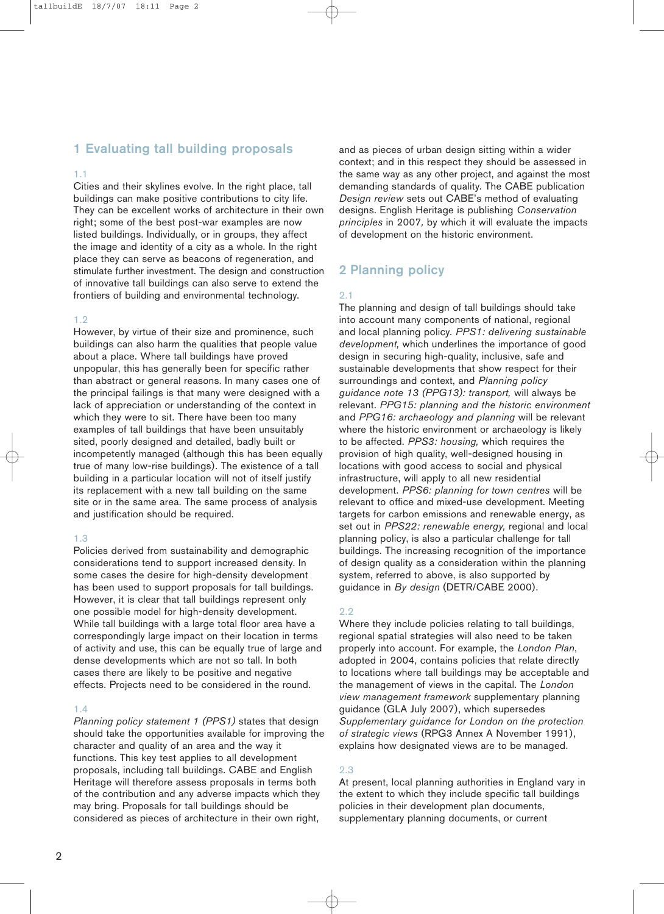## 1 Evaluating tall building proposals

1.1

Cities and their skylines evolve. In the right place, tall buildings can make positive contributions to city life. They can be excellent works of architecture in their own right; some of the best post-war examples are now listed buildings. Individually, or in groups, they affect the image and identity of a city as a whole. In the right place they can serve as beacons of regeneration, and stimulate further investment. The design and construction of innovative tall buildings can also serve to extend the frontiers of building and environmental technology.

1.2

However, by virtue of their size and prominence, such buildings can also harm the qualities that people value about a place. Where tall buildings have proved unpopular, this has generally been for specific rather than abstract or general reasons. In many cases one of the principal failings is that many were designed with a lack of appreciation or understanding of the context in which they were to sit. There have been too many examples of tall buildings that have been unsuitably sited, poorly designed and detailed, badly built or incompetently managed (although this has been equally true of many low-rise buildings). The existence of a tall building in a particular location will not of itself justify its replacement with a new tall building on the same site or in the same area. The same process of analysis and justification should be required.

1.3

Policies derived from sustainability and demographic considerations tend to support increased density. In some cases the desire for high-density development has been used to support proposals for tall buildings. However, it is clear that tall buildings represent only one possible model for high-density development. While tall buildings with a large total floor area have a correspondingly large impact on their location in terms of activity and use, this can be equally true of large and dense developments which are not so tall. In both cases there are likely to be positive and negative effects. Projects need to be considered in the round.

1.4

*Planning policy statement 1 (PPS1)* states that design should take the opportunities available for improving the character and quality of an area and the way it functions. This key test applies to all development proposals, including tall buildings. CABE and English Heritage will therefore assess proposals in terms both of the contribution and any adverse impacts which they may bring. Proposals for tall buildings should be considered as pieces of architecture in their own right, and as pieces of urban design sitting within a wider context; and in this respect they should be assessed in the same way as any other project, and against the most demanding standards of quality. The CABE publication *Design review* sets out CABE's method of evaluating designs. English Heritage is publishing *Conservation principles* in 2007, by which it will evaluate the impacts of development on the historic environment.

## 2 Planning policy

2.1

The planning and design of tall buildings should take into account many components of national, regional and local planning policy. *PPS1: delivering sustainable development,* which underlines the importance of good design in securing high-quality, inclusive, safe and sustainable developments that show respect for their surroundings and context, and *Planning policy guidance note 13 (PPG13): transport,* will always be relevant. *PPG15: planning and the historic environment* and *PPG16: archaeology and planning* will be relevant where the historic environment or archaeology is likely to be affected. *PPS3: housing,* which requires the provision of high quality, well-designed housing in locations with good access to social and physical infrastructure, will apply to all new residential development. *PPS6: planning for town centres* will be relevant to office and mixed-use development. Meeting targets for carbon emissions and renewable energy, as set out in *PPS22: renewable energy,* regional and local planning policy, is also a particular challenge for tall buildings. The increasing recognition of the importance of design quality as a consideration within the planning system, referred to above, is also supported by guidance in *By design* (DETR/CABE 2000).

2.2

Where they include policies relating to tall buildings, regional spatial strategies will also need to be taken properly into account. For example, the *London Plan*, adopted in 2004, contains policies that relate directly to locations where tall buildings may be acceptable and the management of views in the capital. The *London view management framework* supplementary planning guidance (GLA July 2007), which supersedes *Supplementary guidance for London on the protection of strategic views* (RPG3 Annex A November 1991), explains how designated views are to be managed.

2.3

At present, local planning authorities in England vary in the extent to which they include specific tall buildings policies in their development plan documents, supplementary planning documents, or current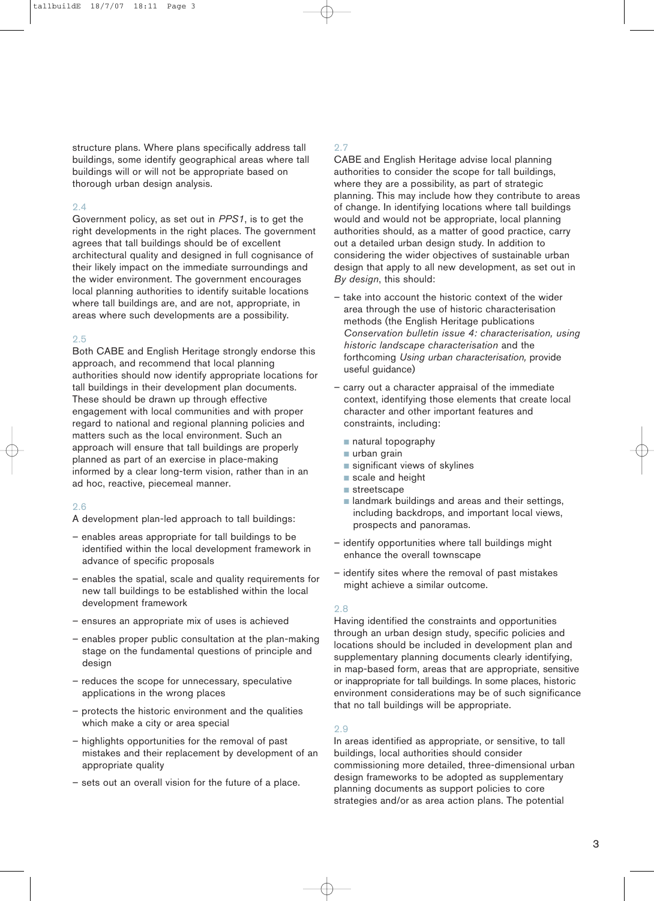structure plans. Where plans specifically address tall buildings, some identify geographical areas where tall buildings will or will not be appropriate based on thorough urban design analysis.

2.4

Government policy, as set out in *PPS1*, is to get the right developments in the right places. The government agrees that tall buildings should be of excellent architectural quality and designed in full cognisance of their likely impact on the immediate surroundings and the wider environment. The government encourages local planning authorities to identify suitable locations where tall buildings are, and are not, appropriate, in areas where such developments are a possibility.

2.5

Both CABE and English Heritage strongly endorse this approach, and recommend that local planning authorities should now identify appropriate locations for tall buildings in their development plan documents. These should be drawn up through effective engagement with local communities and with proper regard to national and regional planning policies and matters such as the local environment. Such an approach will ensure that tall buildings are properly planned as part of an exercise in place-making informed by a clear long-term vision, rather than in an ad hoc, reactive, piecemeal manner.

2.6

A development plan-led approach to tall buildings:

- enables areas appropriate for tall buildings to be identified within the local development framework in advance of specific proposals
- enables the spatial, scale and quality requirements for new tall buildings to be established within the local development framework
- ensures an appropriate mix of uses is achieved
- enables proper public consultation at the plan-making stage on the fundamental questions of principle and design
- reduces the scope for unnecessary, speculative applications in the wrong places
- protects the historic environment and the qualities which make a city or area special
- highlights opportunities for the removal of past mistakes and their replacement by development of an appropriate quality
- sets out an overall vision for the future of a place.

2.7

CABE and English Heritage advise local planning authorities to consider the scope for tall buildings, where they are a possibility, as part of strategic planning. This may include how they contribute to areas of change. In identifying locations where tall buildings would and would not be appropriate, local planning authorities should, as a matter of good practice, carry out a detailed urban design study. In addition to considering the wider objectives of sustainable urban design that apply to all new development, as set out in *By design*, this should:

- take into account the historic context of the wider area through the use of historic characterisation methods (the English Heritage publications *Conservation bulletin issue 4: characterisation, using historic landscape characterisation* and the forthcoming *Using urban characterisation,* provide useful guidance)
- carry out a character appraisal of the immediate context, identifying those elements that create local character and other important features and constraints, including:
  - natural topography
  - urban grain
  - significant views of skylines
  - scale and height
  - streetscape
  - landmark buildings and areas and their settings, including backdrops, and important local views, prospects and panoramas.
- identify opportunities where tall buildings might enhance the overall townscape
- identify sites where the removal of past mistakes might achieve a similar outcome.

2.8

Having identified the constraints and opportunities through an urban design study, specific policies and locations should be included in development plan and supplementary planning documents clearly identifying, in map-based form, areas that are appropriate, sensitive or inappropriate for tall buildings. In some places, historic environment considerations may be of such significance that no tall buildings will be appropriate.

2.9

In areas identified as appropriate, or sensitive, to tall buildings, local authorities should consider commissioning more detailed, three-dimensional urban design frameworks to be adopted as supplementary planning documents as support policies to core strategies and/or as area action plans. The potential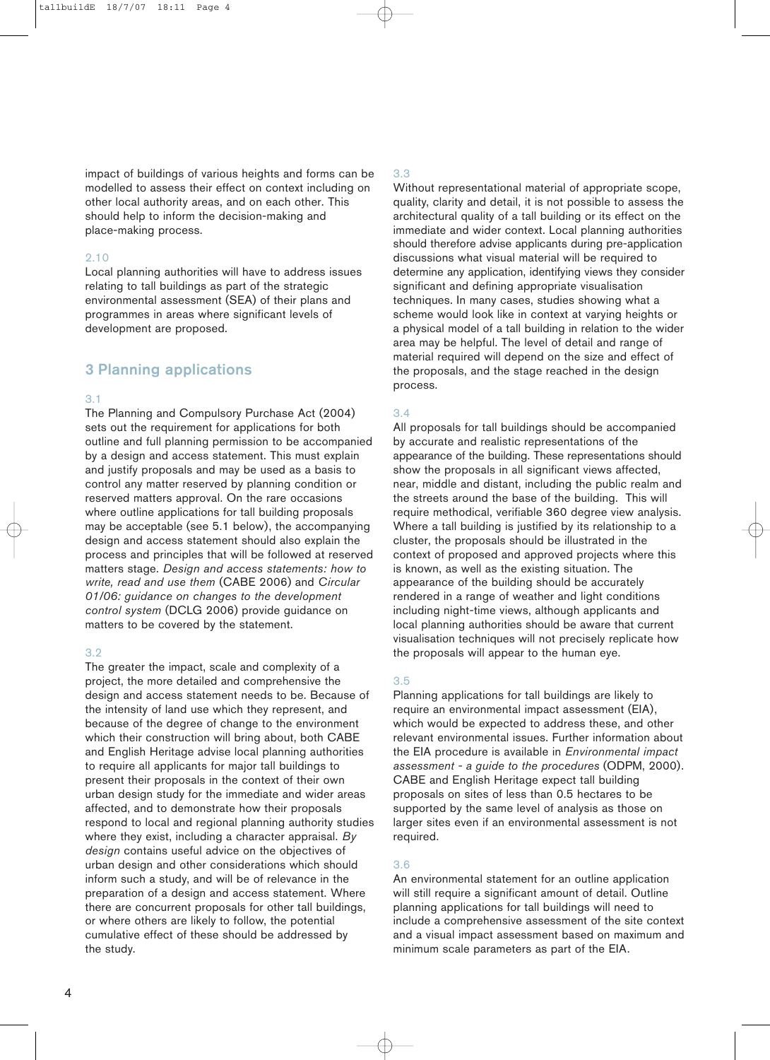impact of buildings of various heights and forms can be modelled to assess their effect on context including on other local authority areas, and on each other. This should help to inform the decision-making and place-making process.

2.10

Local planning authorities will have to address issues relating to tall buildings as part of the strategic environmental assessment (SEA) of their plans and programmes in areas where significant levels of development are proposed.

## 3 Planning applications

3.1

The Planning and Compulsory Purchase Act (2004) sets out the requirement for applications for both outline and full planning permission to be accompanied by a design and access statement. This must explain and justify proposals and may be used as a basis to control any matter reserved by planning condition or reserved matters approval. On the rare occasions where outline applications for tall building proposals may be acceptable (see 5.1 below), the accompanying design and access statement should also explain the process and principles that will be followed at reserved matters stage. *Design and access statements: how to write, read and use them* (CABE 2006) and *Circular 01/06: guidance on changes to the development control system* (DCLG 2006) provide guidance on matters to be covered by the statement.

3.2

The greater the impact, scale and complexity of a project, the more detailed and comprehensive the design and access statement needs to be. Because of the intensity of land use which they represent, and because of the degree of change to the environment which their construction will bring about, both CABE and English Heritage advise local planning authorities to require all applicants for major tall buildings to present their proposals in the context of their own urban design study for the immediate and wider areas affected, and to demonstrate how their proposals respond to local and regional planning authority studies where they exist, including a character appraisal. *By design* contains useful advice on the objectives of urban design and other considerations which should inform such a study, and will be of relevance in the preparation of a design and access statement. Where there are concurrent proposals for other tall buildings, or where others are likely to follow, the potential cumulative effect of these should be addressed by the study.

3.3

Without representational material of appropriate scope, quality, clarity and detail, it is not possible to assess the architectural quality of a tall building or its effect on the immediate and wider context. Local planning authorities should therefore advise applicants during pre-application discussions what visual material will be required to determine any application, identifying views they consider significant and defining appropriate visualisation techniques. In many cases, studies showing what a scheme would look like in context at varying heights or a physical model of a tall building in relation to the wider area may be helpful. The level of detail and range of material required will depend on the size and effect of the proposals, and the stage reached in the design process.

3.4

All proposals for tall buildings should be accompanied by accurate and realistic representations of the appearance of the building. These representations should show the proposals in all significant views affected, near, middle and distant, including the public realm and the streets around the base of the building. This will require methodical, verifiable 360 degree view analysis. Where a tall building is justified by its relationship to a cluster, the proposals should be illustrated in the context of proposed and approved projects where this is known, as well as the existing situation. The appearance of the building should be accurately rendered in a range of weather and light conditions including night-time views, although applicants and local planning authorities should be aware that current visualisation techniques will not precisely replicate how the proposals will appear to the human eye.

3.5

Planning applications for tall buildings are likely to require an environmental impact assessment (EIA), which would be expected to address these, and other relevant environmental issues. Further information about the EIA procedure is available in *Environmental impact assessment - a guide to the procedures* (ODPM, 2000). CABE and English Heritage expect tall building proposals on sites of less than 0.5 hectares to be supported by the same level of analysis as those on larger sites even if an environmental assessment is not required.

3.6

An environmental statement for an outline application will still require a significant amount of detail. Outline planning applications for tall buildings will need to include a comprehensive assessment of the site context and a visual impact assessment based on maximum and minimum scale parameters as part of the EIA.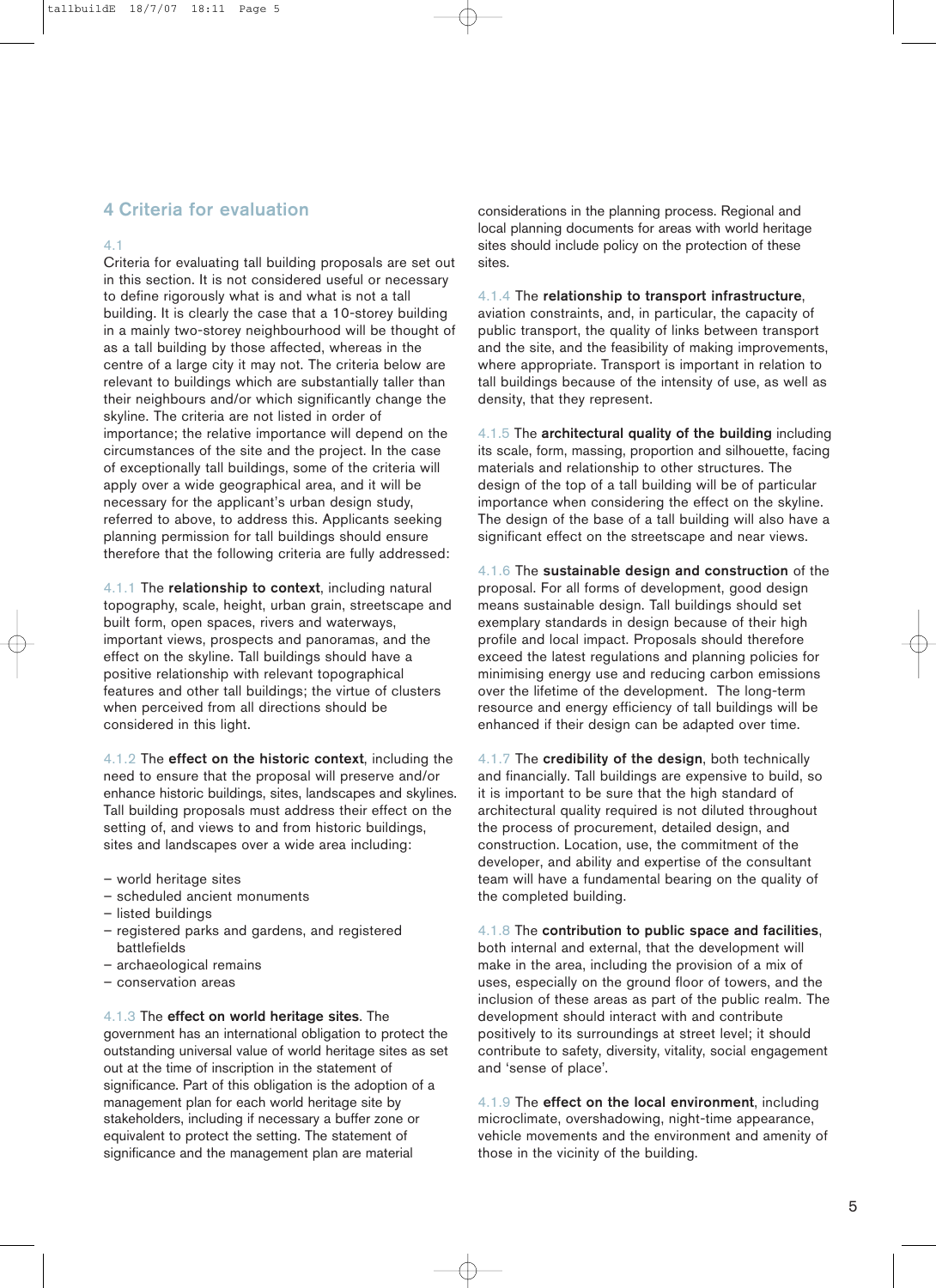## 4 Criteria for evaluation

4.1
Criteria for evaluating tall building proposals are set out in this section. It is not considered useful or necessary to define rigorously what is and what is not a tall building. It is clearly the case that a 10-storey building in a mainly two-storey neighbourhood will be thought of as a tall building by those affected, whereas in the centre of a large city it may not. The criteria below are relevant to buildings which are substantially taller than their neighbours and/or which significantly change the skyline. The criteria are not listed in order of importance; the relative importance will depend on the circumstances of the site and the project. In the case of exceptionally tall buildings, some of the criteria will apply over a wide geographical area, and it will be necessary for the applicant's urban design study, referred to above, to address this. Applicants seeking planning permission for tall buildings should ensure therefore that the following criteria are fully addressed:

4.1.1 The **relationship to context**, including natural topography, scale, height, urban grain, streetscape and built form, open spaces, rivers and waterways, important views, prospects and panoramas, and the effect on the skyline. Tall buildings should have a positive relationship with relevant topographical features and other tall buildings; the virtue of clusters when perceived from all directions should be considered in this light.

4.1.2 The **effect on the historic context**, including the need to ensure that the proposal will preserve and/or enhance historic buildings, sites, landscapes and skylines. Tall building proposals must address their effect on the setting of, and views to and from historic buildings, sites and landscapes over a wide area including:

- world heritage sites
- scheduled ancient monuments
- listed buildings
- registered parks and gardens, and registered battlefields
- archaeological remains
- conservation areas

4.1.3 The **effect on world heritage sites**. The government has an international obligation to protect the outstanding universal value of world heritage sites as set out at the time of inscription in the statement of significance. Part of this obligation is the adoption of a management plan for each world heritage site by stakeholders, including if necessary a buffer zone or equivalent to protect the setting. The statement of significance and the management plan are material considerations in the planning process. Regional and local planning documents for areas with world heritage sites should include policy on the protection of these sites.

4.1.4 The **relationship to transport infrastructure**, aviation constraints, and, in particular, the capacity of public transport, the quality of links between transport and the site, and the feasibility of making improvements, where appropriate. Transport is important in relation to tall buildings because of the intensity of use, as well as density, that they represent.

4.1.5 The **architectural quality of the building** including its scale, form, massing, proportion and silhouette, facing materials and relationship to other structures. The design of the top of a tall building will be of particular importance when considering the effect on the skyline. The design of the base of a tall building will also have a significant effect on the streetscape and near views.

4.1.6 The **sustainable design and construction** of the proposal. For all forms of development, good design means sustainable design. Tall buildings should set exemplary standards in design because of their high profile and local impact. Proposals should therefore exceed the latest regulations and planning policies for minimising energy use and reducing carbon emissions over the lifetime of the development. The long-term resource and energy efficiency of tall buildings will be enhanced if their design can be adapted over time.

4.1.7 The **credibility of the design**, both technically and financially. Tall buildings are expensive to build, so it is important to be sure that the high standard of architectural quality required is not diluted throughout the process of procurement, detailed design, and construction. Location, use, the commitment of the developer, and ability and expertise of the consultant team will have a fundamental bearing on the quality of the completed building.

4.1.8 The **contribution to public space and facilities**, both internal and external, that the development will make in the area, including the provision of a mix of uses, especially on the ground floor of towers, and the inclusion of these areas as part of the public realm. The development should interact with and contribute positively to its surroundings at street level; it should contribute to safety, diversity, vitality, social engagement and 'sense of place'.

4.1.9 The **effect on the local environment**, including microclimate, overshadowing, night-time appearance, vehicle movements and the environment and amenity of those in the vicinity of the building.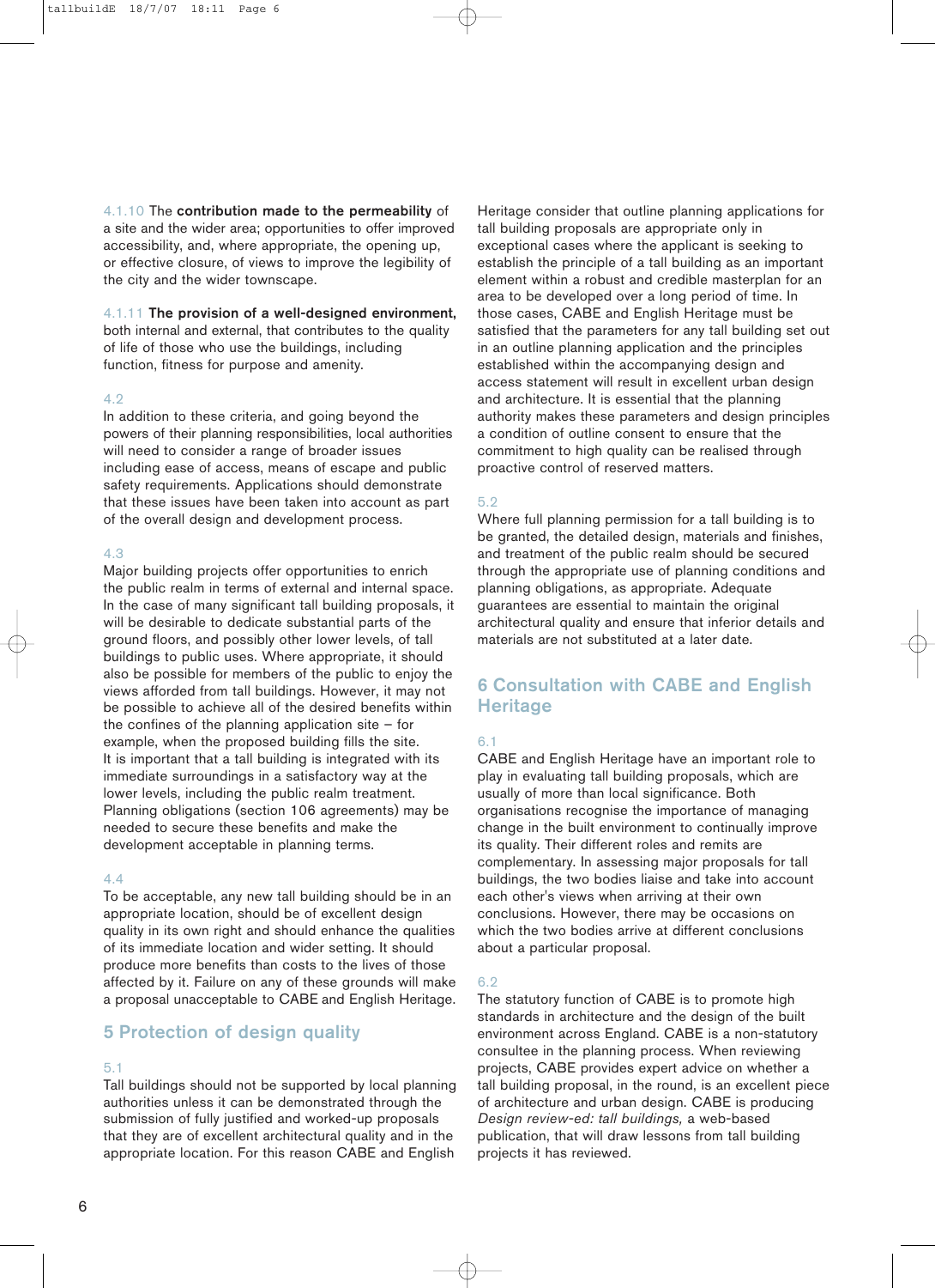4.1.10 The **contribution made to the permeability** of a site and the wider area; opportunities to offer improved accessibility, and, where appropriate, the opening up, or effective closure, of views to improve the legibility of the city and the wider townscape.

4.1.11 **The provision of a well-designed environment,** both internal and external, that contributes to the quality of life of those who use the buildings, including function, fitness for purpose and amenity.

4.2
In addition to these criteria, and going beyond the powers of their planning responsibilities, local authorities will need to consider a range of broader issues including ease of access, means of escape and public safety requirements. Applications should demonstrate that these issues have been taken into account as part of the overall design and development process.

4.3
Major building projects offer opportunities to enrich the public realm in terms of external and internal space. In the case of many significant tall building proposals, it will be desirable to dedicate substantial parts of the ground floors, and possibly other lower levels, of tall buildings to public uses. Where appropriate, it should also be possible for members of the public to enjoy the views afforded from tall buildings. However, it may not be possible to achieve all of the desired benefits within the confines of the planning application site – for example, when the proposed building fills the site. It is important that a tall building is integrated with its immediate surroundings in a satisfactory way at the lower levels, including the public realm treatment. Planning obligations (section 106 agreements) may be needed to secure these benefits and make the development acceptable in planning terms.

4.4
To be acceptable, any new tall building should be in an appropriate location, should be of excellent design quality in its own right and should enhance the qualities of its immediate location and wider setting. It should produce more benefits than costs to the lives of those affected by it. Failure on any of these grounds will make a proposal unacceptable to CABE and English Heritage.

## 5 Protection of design quality

5.1
Tall buildings should not be supported by local planning authorities unless it can be demonstrated through the submission of fully justified and worked-up proposals that they are of excellent architectural quality and in the appropriate location. For this reason CABE and English Heritage consider that outline planning applications for tall building proposals are appropriate only in exceptional cases where the applicant is seeking to establish the principle of a tall building as an important element within a robust and credible masterplan for an area to be developed over a long period of time. In those cases, CABE and English Heritage must be satisfied that the parameters for any tall building set out in an outline planning application and the principles established within the accompanying design and access statement will result in excellent urban design and architecture. It is essential that the planning authority makes these parameters and design principles a condition of outline consent to ensure that the commitment to high quality can be realised through proactive control of reserved matters.

5.2
Where full planning permission for a tall building is to be granted, the detailed design, materials and finishes, and treatment of the public realm should be secured through the appropriate use of planning conditions and planning obligations, as appropriate. Adequate guarantees are essential to maintain the original architectural quality and ensure that inferior details and materials are not substituted at a later date.

## 6 Consultation with CABE and English Heritage

6.1
CABE and English Heritage have an important role to play in evaluating tall building proposals, which are usually of more than local significance. Both organisations recognise the importance of managing change in the built environment to continually improve its quality. Their different roles and remits are complementary. In assessing major proposals for tall buildings, the two bodies liaise and take into account each other's views when arriving at their own conclusions. However, there may be occasions on which the two bodies arrive at different conclusions about a particular proposal.

6.2
The statutory function of CABE is to promote high standards in architecture and the design of the built environment across England. CABE is a non-statutory consultee in the planning process. When reviewing projects, CABE provides expert advice on whether a tall building proposal, in the round, is an excellent piece of architecture and urban design. CABE is producing *Design review-ed: tall buildings,* a web-based publication, that will draw lessons from tall building projects it has reviewed.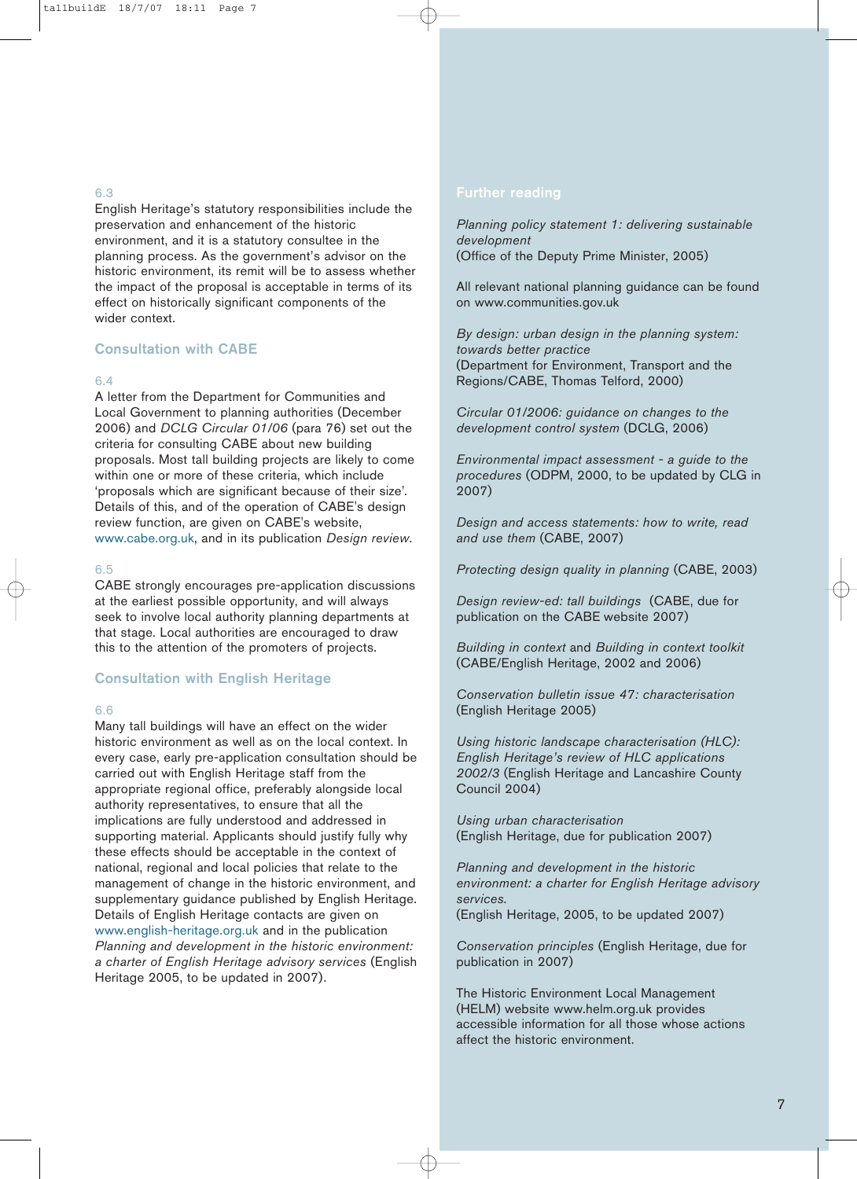6.3

English Heritage's statutory responsibilities include the preservation and enhancement of the historic environment, and it is a statutory consultee in the planning process. As the government's advisor on the historic environment, its remit will be to assess whether the impact of the proposal is acceptable in terms of its effect on historically significant components of the wider context.

## Consultation with CABE

6.4

A letter from the Department for Communities and Local Government to planning authorities (December 2006) and *DCLG Circular 01/06* (para 76) set out the criteria for consulting CABE about new building proposals. Most tall building projects are likely to come within one or more of these criteria, which include 'proposals which are significant because of their size'. Details of this, and of the operation of CABE's design review function, are given on CABE's website, www.cabe.org.uk, and in its publication *Design review*.

6.5

CABE strongly encourages pre-application discussions at the earliest possible opportunity, and will always seek to involve local authority planning departments at that stage. Local authorities are encouraged to draw this to the attention of the promoters of projects.

## Consultation with English Heritage

6.6

Many tall buildings will have an effect on the wider historic environment as well as on the local context. In every case, early pre-application consultation should be carried out with English Heritage staff from the appropriate regional office, preferably alongside local authority representatives, to ensure that all the implications are fully understood and addressed in supporting material. Applicants should justify fully why these effects should be acceptable in the context of national, regional and local policies that relate to the management of change in the historic environment, and supplementary guidance published by English Heritage. Details of English Heritage contacts are given on www.english-heritage.org.uk and in the publication *Planning and development in the historic environment: a charter of English Heritage advisory services* (English Heritage 2005, to be updated in 2007).

## Further reading

*Planning policy statement 1: delivering sustainable development*
(Office of the Deputy Prime Minister, 2005)

All relevant national planning guidance can be found on www.communities.gov.uk

*By design: urban design in the planning system: towards better practice*
(Department for Environment, Transport and the Regions/CABE, Thomas Telford, 2000)

*Circular 01/2006: guidance on changes to the development control system* (DCLG, 2006)

*Environmental impact assessment - a guide to the procedures* (ODPM, 2000, to be updated by CLG in 2007)

*Design and access statements: how to write, read and use them* (CABE, 2007)

*Protecting design quality in planning* (CABE, 2003)

*Design review-ed: tall buildings* (CABE, due for publication on the CABE website 2007)

*Building in context* and *Building in context toolkit*
(CABE/English Heritage, 2002 and 2006)

*Conservation bulletin issue 47: characterisation*
(English Heritage 2005)

*Using historic landscape characterisation (HLC): English Heritage's review of HLC applications 2002/3* (English Heritage and Lancashire County Council 2004)

*Using urban characterisation*
(English Heritage, due for publication 2007)

*Planning and development in the historic environment: a charter for English Heritage advisory services.*
(English Heritage, 2005, to be updated 2007)

*Conservation principles* (English Heritage, due for publication in 2007)

The Historic Environment Local Management (HELM) website www.helm.org.uk provides accessible information for all those whose actions affect the historic environment.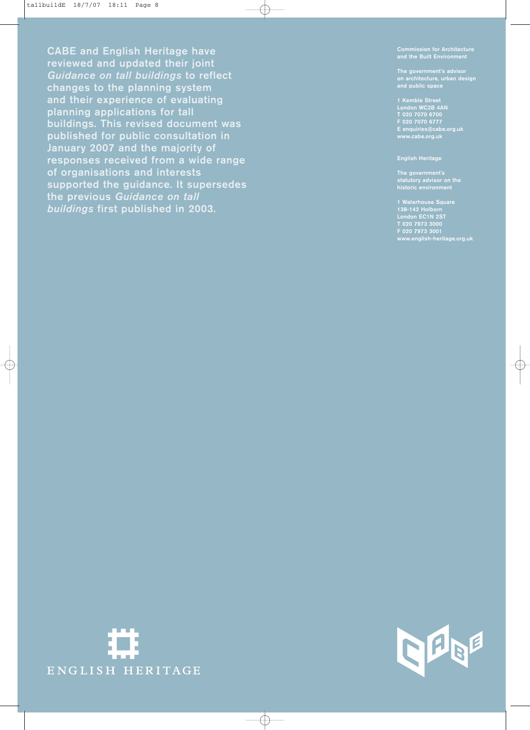CABE and English Heritage have reviewed and updated their joint *Guidance on tall buildings* to reflect changes to the planning system and their experience of evaluating planning applications for tall buildings. This revised document was published for public consultation in January 2007 and the majority of responses received from a wide range of organisations and interests supported the guidance. It supersedes the previous *Guidance on tall buildings* first published in 2003.

**Commission for Architecture and the Built Environment**

The government's advisor on architecture, urban design and public space

1 Kemble Street
London WC2B 4AN
T 020 7070 6700
F 020 7070 6777
E enquiries@cabe.org.uk
www.cabe.org.uk

**English Heritage**

The government's statutory advisor on the historic environment

1 Waterhouse Square
138-142 Holborn
London EC1N 2ST
T 020 7973 3000
F 020 7973 3001
www.english-heritage.org.uk

ENGLISH HERITAGE